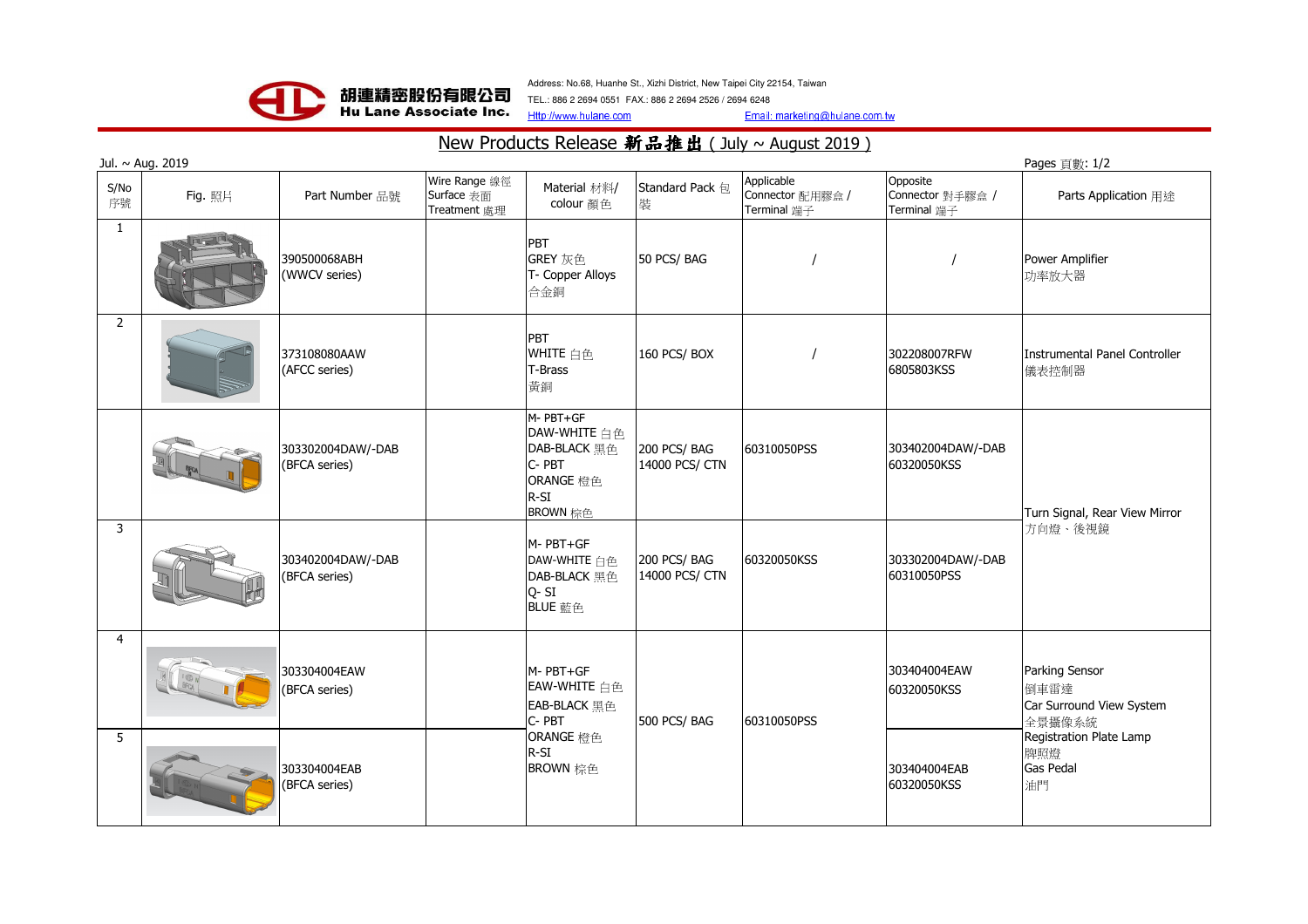胡連精密股份有限公司
Hu Lane Associate Inc.

Address: No.68, Huanhe St., Xizhi District, New Taipei City 22154, Taiwan
TEL.: 886 2 2694 0551 FAX.: 886 2 2694 2526 / 2694 6248
Http://www.hulane.com Email: marketing@hulane.com.tw

# New Products Release 新品推出 ( July ~ August 2019 )

Jul. ~ Aug. 2019

| S/No 序號 | Fig. 照片 | Part Number 品號 | Wire Range 線徑 Surface 表面 Treatment 處理 | Material 材料/ colour 顏色 | Standard Pack 包裝 | Applicable Connector 配用膠盒 / Terminal 端子 | Opposite Connector 對手膠盒 / Terminal 端子 | Parts Application 用途 |
|---|---|---|---|---|---|---|---|---|
| 1 | | 390500068ABH (WWCV series) | | PBT GREY 灰色 T- Copper Alloys 合金銅 | 50 PCS/ BAG | / | / | Power Amplifier 功率放大器 |
| 2 | | 373108080AAW (AFCC series) | | PBT WHITE 白色 T-Brass 黃銅 | 160 PCS/ BOX | / | 302208007RFW 6805803KSS | Instrumental Panel Controller 儀表控制器 |
| 3 | | 303302004DAW/-DAB (BFCA series) | | M- PBT+GF DAW-WHITE 白色 DAB-BLACK 黑色 C- PBT ORANGE 橙色 R-SI BROWN 棕色 | 200 PCS/ BAG 14000 PCS/ CTN | 60310050PSS | 303402004DAW/-DAB 60320050KSS | Turn Signal, Rear View Mirror 方向燈、後視鏡 |
| | | 303402004DAW/-DAB (BFCA series) | | M- PBT+GF DAW-WHITE 白色 DAB-BLACK 黑色 Q- SI BLUE 藍色 | 200 PCS/ BAG 14000 PCS/ CTN | 60320050KSS | 303302004DAW/-DAB 60310050PSS | |
| 4 | | 303304004EAW (BFCA series) | | M- PBT+GF EAW-WHITE 白色 EAB-BLACK 黑色 C- PBT ORANGE 橙色 R-SI BROWN 棕色 | 500 PCS/ BAG | 60310050PSS | 303404004EAW 60320050KSS | Parking Sensor 倒車雷達 Car Surround View System 全景攝像系統 Registration Plate Lamp 牌照燈 Gas Pedal 油門 |
| 5 | | 303304004EAB (BFCA series) | | | | | 303404004EAB 60320050KSS | |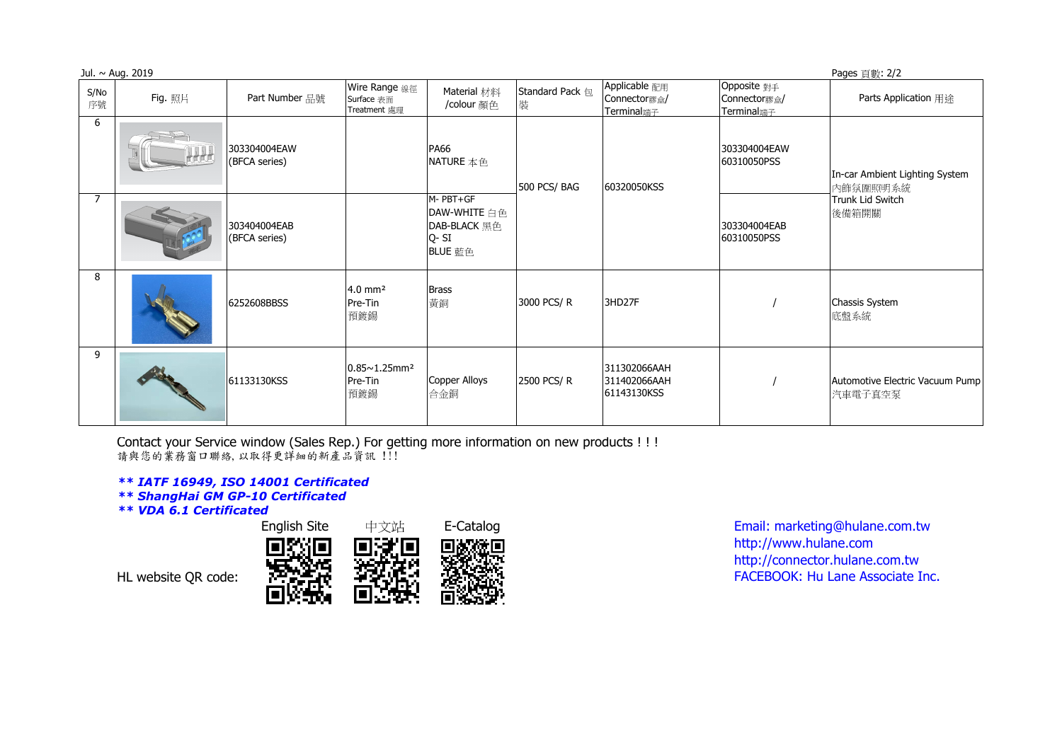Jul. ~ Aug. 2019

| S/No 序號 | Fig. 照片 | Part Number 品號 | Wire Range 線徑 Surface 表面 Treatment 處理 | Material 材料 /colour 顏色 | Standard Pack 包裝 | Applicable 配用 Connector膠盒/ Terminal端子 | Opposite 對手 Connector膠盒/ Terminal端子 | Parts Application 用途 |
|---|---|---|---|---|---|---|---|---|
| 6 | | 303304004EAW (BFCA series) | | PA66 NATURE 本色 | 500 PCS/ BAG | 60320050KSS | 303304004EAW 60310050PSS | In-car Ambient Lighting System 內飾氛圍照明系統 Trunk Lid Switch 後備箱開關 |
| 7 | | 303404004EAB (BFCA series) | | M- PBT+GF DAW-WHITE 白色 DAB-BLACK 黑色 Q- SI BLUE 藍色 | | | 303304004EAB 60310050PSS | |
| 8 | | 6252608BBSS | 4.0 mm² Pre-Tin 預鍍錫 | Brass 黃銅 | 3000 PCS/ R | 3HD27F | / | Chassis System 底盤系統 |
| 9 | | 61133130KSS | 0.85~1.25mm² Pre-Tin 預鍍錫 | Copper Alloys 合金銅 | 2500 PCS/ R | 311302066AAH 311402066AAH 61143130KSS | / | Automotive Electric Vacuum Pump 汽車電子真空泵 |

Contact your Service window (Sales Rep.) For getting more information on new products ! ! !
請與您的業務窗口聯絡, 以取得更詳細的新產品資訊 !!!

***\*\* IATF 16949, ISO 14001 Certificated***
***\*\* ShangHai GM GP-10 Certificated***
***\*\* VDA 6.1 Certificated***

HL website QR code: English Site 中文站 E-Catalog

Email: marketing@hulane.com.tw
http://www.hulane.com
http://connector.hulane.com.tw
FACEBOOK: Hu Lane Associate Inc.